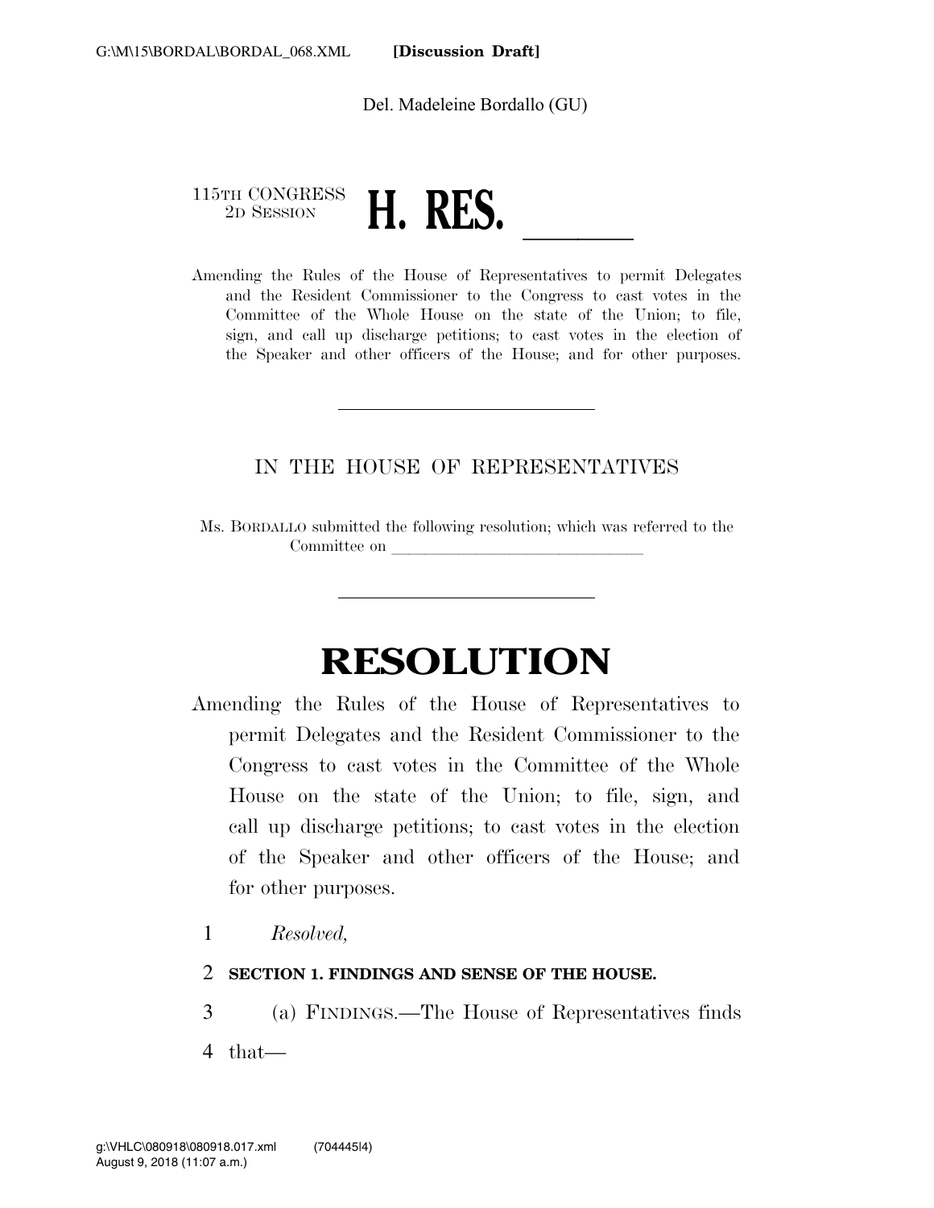G:\M\15\BORDAL\BORDAL_068.XML **[Discussion Draft]**

Del. Madeleine Bordallo (GU)

115TH CONGRESS
2D SESSION

# H. RES. \_\_\_\_\_\_

Amending the Rules of the House of Representatives to permit Delegates and the Resident Commissioner to the Congress to cast votes in the Committee of the Whole House on the state of the Union; to file, sign, and call up discharge petitions; to cast votes in the election of the Speaker and other officers of the House; and for other purposes.

---

IN THE HOUSE OF REPRESENTATIVES

Ms. BORDALLO submitted the following resolution; which was referred to the Committee on \_\_\_\_\_\_\_\_\_\_\_\_\_\_\_\_\_\_\_\_\_\_\_\_\_\_\_\_\_\_

---

# RESOLUTION

Amending the Rules of the House of Representatives to permit Delegates and the Resident Commissioner to the Congress to cast votes in the Committee of the Whole House on the state of the Union; to file, sign, and call up discharge petitions; to cast votes in the election of the Speaker and other officers of the House; and for other purposes.

1 *Resolved,*

2 **SECTION 1. FINDINGS AND SENSE OF THE HOUSE.**

3 (a) FINDINGS.—The House of Representatives finds
4 that—

g:\VHLC\080918\080918.017.xml (704445|4)
August 9, 2018 (11:07 a.m.)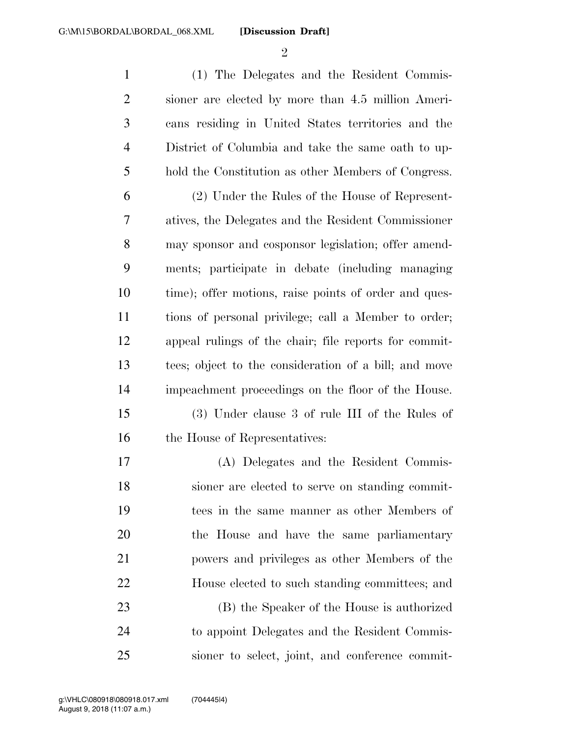(1) The Delegates and the Resident Commissioner are elected by more than 4.5 million Americans residing in United States territories and the District of Columbia and take the same oath to uphold the Constitution as other Members of Congress.

(2) Under the Rules of the House of Representatives, the Delegates and the Resident Commissioner may sponsor and cosponsor legislation; offer amendments; participate in debate (including managing time); offer motions, raise points of order and questions of personal privilege; call a Member to order; appeal rulings of the chair; file reports for committees; object to the consideration of a bill; and move impeachment proceedings on the floor of the House.

(3) Under clause 3 of rule III of the Rules of the House of Representatives:

(A) Delegates and the Resident Commissioner are elected to serve on standing committees in the same manner as other Members of the House and have the same parliamentary powers and privileges as other Members of the House elected to such standing committees; and

(B) the Speaker of the House is authorized to appoint Delegates and the Resident Commissioner to select, joint, and conference commit-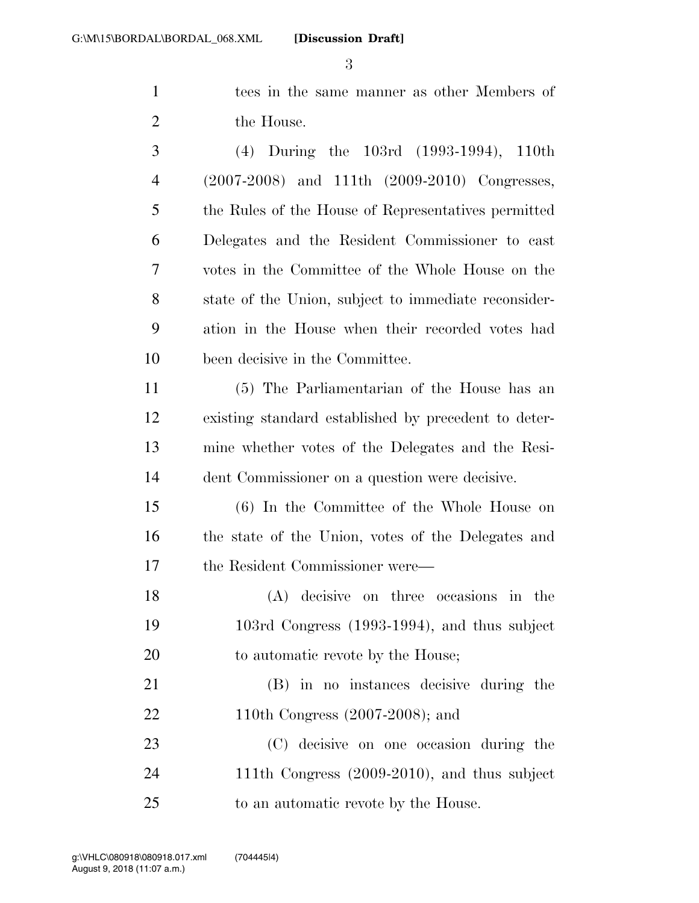tees in the same manner as other Members of the House.

(4) During the 103rd (1993-1994), 110th (2007-2008) and 111th (2009-2010) Congresses, the Rules of the House of Representatives permitted Delegates and the Resident Commissioner to cast votes in the Committee of the Whole House on the state of the Union, subject to immediate reconsideration in the House when their recorded votes had been decisive in the Committee.

(5) The Parliamentarian of the House has an existing standard established by precedent to determine whether votes of the Delegates and the Resident Commissioner on a question were decisive.

(6) In the Committee of the Whole House on the state of the Union, votes of the Delegates and the Resident Commissioner were—

(A) decisive on three occasions in the 103rd Congress (1993-1994), and thus subject to automatic revote by the House;

(B) in no instances decisive during the 110th Congress (2007-2008); and

(C) decisive on one occasion during the 111th Congress (2009-2010), and thus subject to an automatic revote by the House.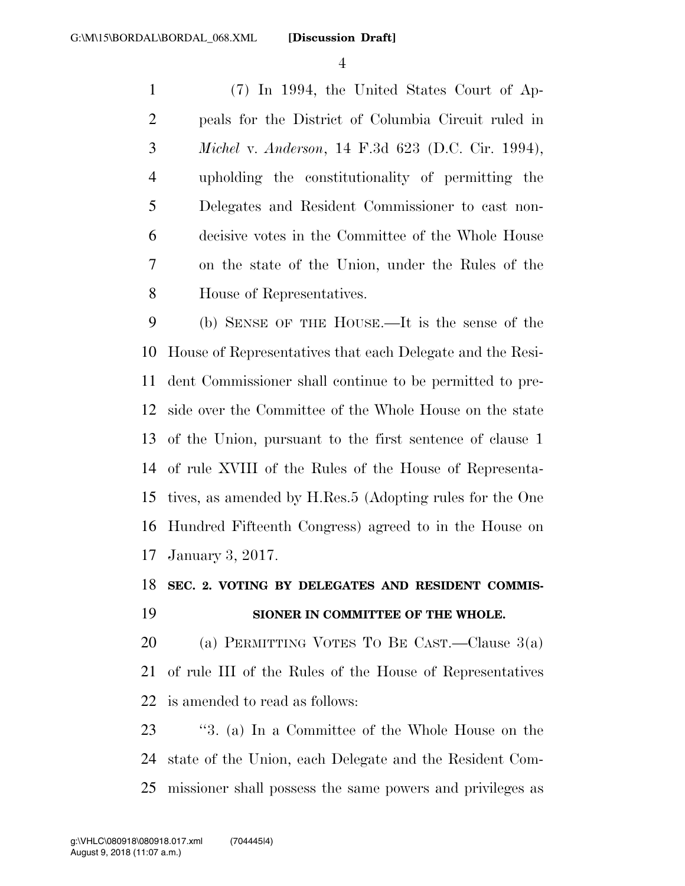(7) In 1994, the United States Court of Appeals for the District of Columbia Circuit ruled in *Michel* v. *Anderson*, 14 F.3d 623 (D.C. Cir. 1994), upholding the constitutionality of permitting the Delegates and Resident Commissioner to cast non-decisive votes in the Committee of the Whole House on the state of the Union, under the Rules of the House of Representatives.

(b) SENSE OF THE HOUSE.—It is the sense of the House of Representatives that each Delegate and the Resident Commissioner shall continue to be permitted to preside over the Committee of the Whole House on the state of the Union, pursuant to the first sentence of clause 1 of rule XVIII of the Rules of the House of Representatives, as amended by H.Res.5 (Adopting rules for the One Hundred Fifteenth Congress) agreed to in the House on January 3, 2017.

**SEC. 2. VOTING BY DELEGATES AND RESIDENT COMMISSIONER IN COMMITTEE OF THE WHOLE.**

(a) PERMITTING VOTES TO BE CAST.—Clause 3(a) of rule III of the Rules of the House of Representatives is amended to read as follows:

"3. (a) In a Committee of the Whole House on the state of the Union, each Delegate and the Resident Commissioner shall possess the same powers and privileges as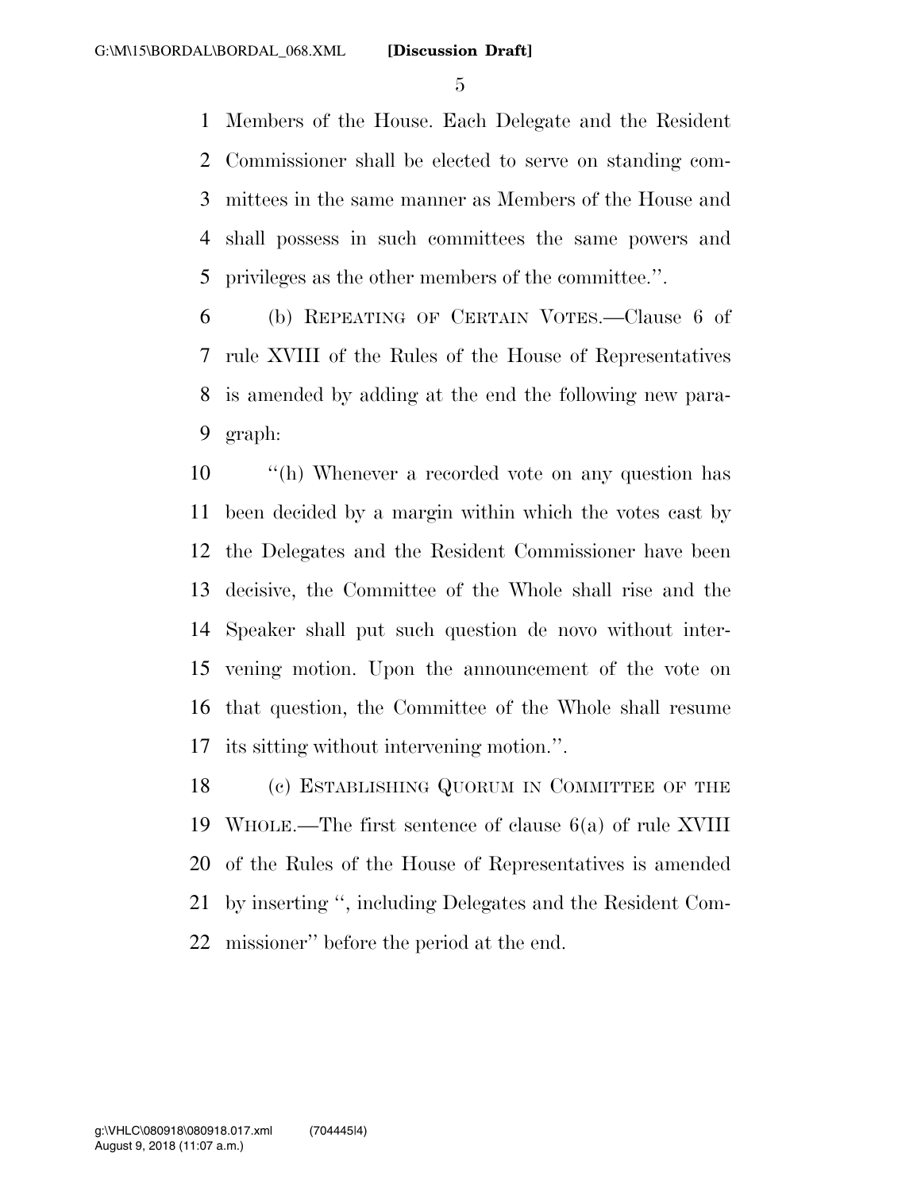Members of the House. Each Delegate and the Resident Commissioner shall be elected to serve on standing committees in the same manner as Members of the House and shall possess in such committees the same powers and privileges as the other members of the committee.''.

(b) REPEATING OF CERTAIN VOTES.—Clause 6 of rule XVIII of the Rules of the House of Representatives is amended by adding at the end the following new paragraph:

''(h) Whenever a recorded vote on any question has been decided by a margin within which the votes cast by the Delegates and the Resident Commissioner have been decisive, the Committee of the Whole shall rise and the Speaker shall put such question de novo without intervening motion. Upon the announcement of the vote on that question, the Committee of the Whole shall resume its sitting without intervening motion.''.

(c) ESTABLISHING QUORUM IN COMMITTEE OF THE WHOLE.—The first sentence of clause 6(a) of rule XVIII of the Rules of the House of Representatives is amended by inserting '', including Delegates and the Resident Commissioner'' before the period at the end.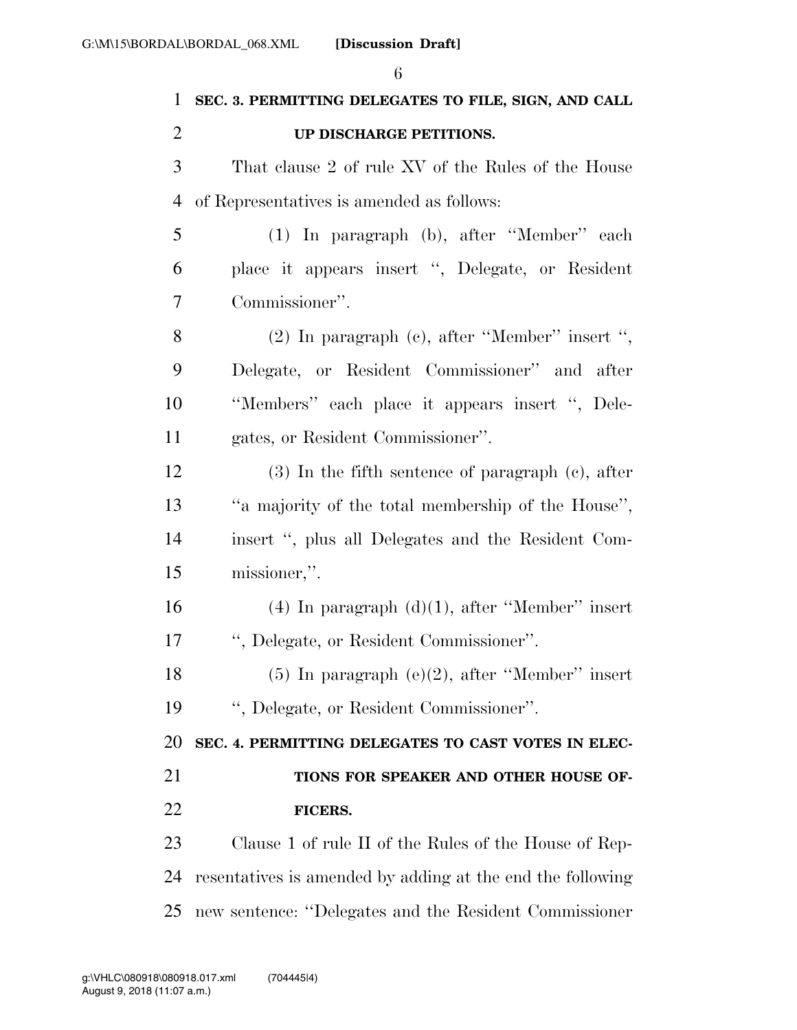**SEC. 3. PERMITTING DELEGATES TO FILE, SIGN, AND CALL UP DISCHARGE PETITIONS.**

That clause 2 of rule XV of the Rules of the House of Representatives is amended as follows:

(1) In paragraph (b), after "Member" each place it appears insert ", Delegate, or Resident Commissioner".

(2) In paragraph (c), after "Member" insert ", Delegate, or Resident Commissioner" and after "Members" each place it appears insert ", Delegates, or Resident Commissioner".

(3) In the fifth sentence of paragraph (c), after "a majority of the total membership of the House", insert ", plus all Delegates and the Resident Commissioner,".

(4) In paragraph (d)(1), after "Member" insert ", Delegate, or Resident Commissioner".

(5) In paragraph (e)(2), after "Member" insert ", Delegate, or Resident Commissioner".

**SEC. 4. PERMITTING DELEGATES TO CAST VOTES IN ELECTIONS FOR SPEAKER AND OTHER HOUSE OFFICERS.**

Clause 1 of rule II of the Rules of the House of Representatives is amended by adding at the end the following new sentence: "Delegates and the Resident Commissioner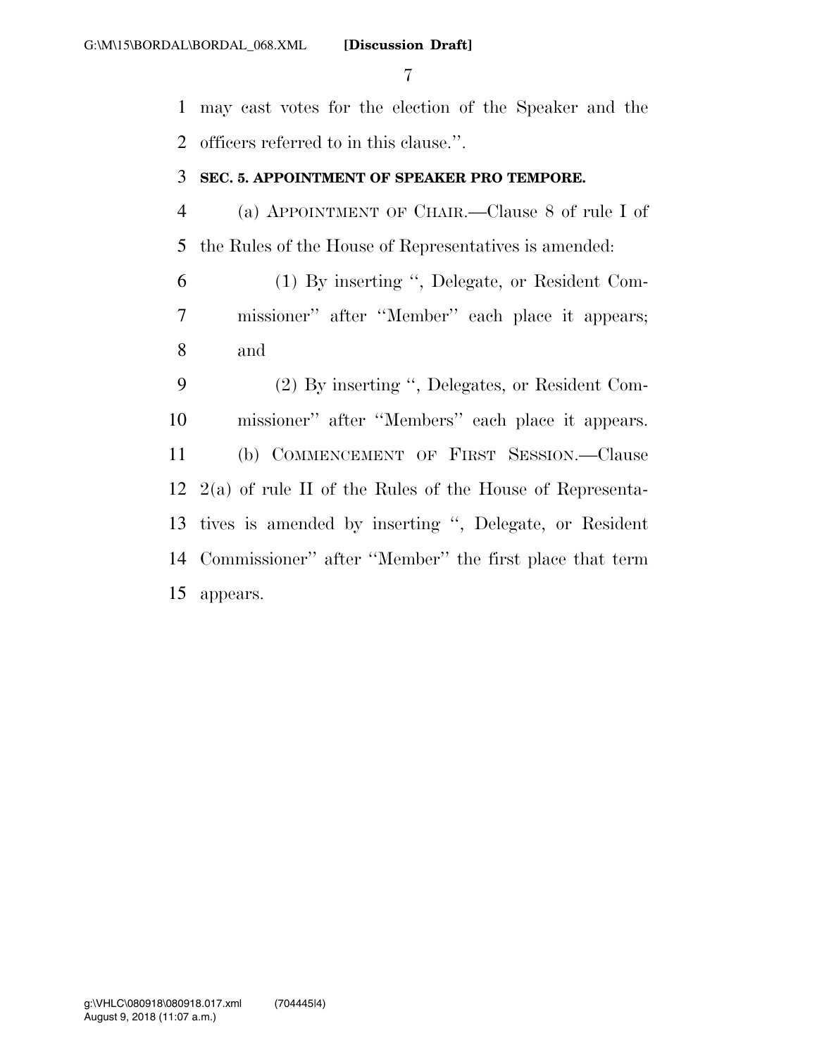may cast votes for the election of the Speaker and the officers referred to in this clause.''.

### SEC. 5. APPOINTMENT OF SPEAKER PRO TEMPORE.

(a) APPOINTMENT OF CHAIR.—Clause 8 of rule I of the Rules of the House of Representatives is amended:

(1) By inserting '', Delegate, or Resident Commissioner'' after ''Member'' each place it appears; and

(2) By inserting '', Delegates, or Resident Commissioner'' after ''Members'' each place it appears.

(b) COMMENCEMENT OF FIRST SESSION.—Clause 2(a) of rule II of the Rules of the House of Representatives is amended by inserting '', Delegate, or Resident Commissioner'' after ''Member'' the first place that term appears.